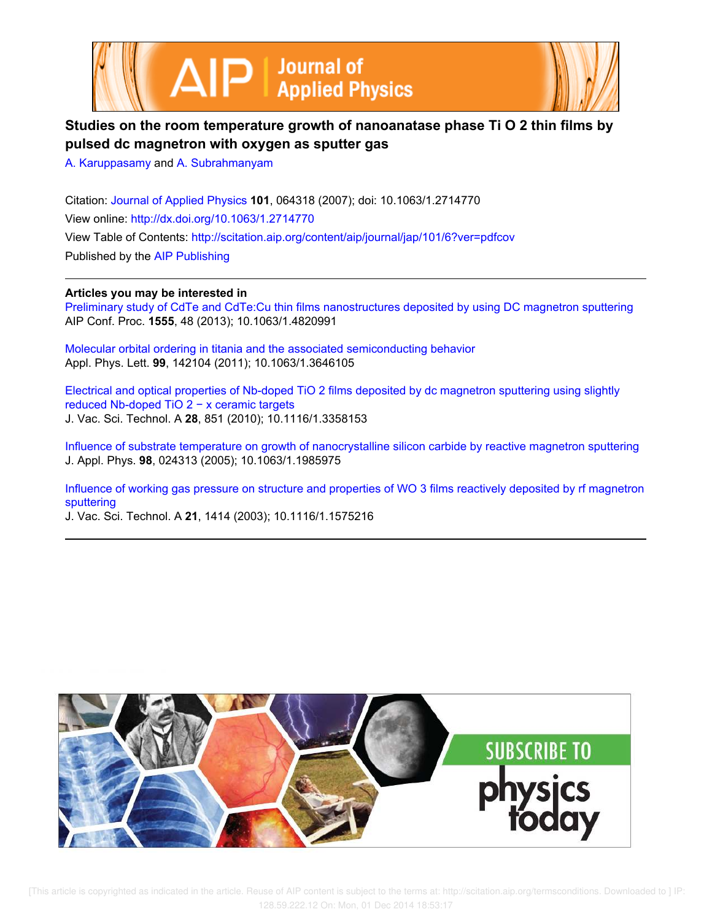# Studies on the room temperature growth of nanoanatase phase Ti O 2 thin films by pulsed dc magnetron with oxygen as sputter gas

A. Karuppasamy and A. Subrahmanyam

Citation: Journal of Applied Physics **101**, 064318 (2007); doi: 10.1063/1.2714770

View online: http://dx.doi.org/10.1063/1.2714770

View Table of Contents: http://scitation.aip.org/content/aip/journal/jap/101/6?ver=pdfcov

Published by the AIP Publishing

---

**Articles you may be interested in**

Preliminary study of CdTe and CdTe:Cu thin films nanostructures deposited by using DC magnetron sputtering
AIP Conf. Proc. **1555**, 48 (2013); 10.1063/1.4820991

Molecular orbital ordering in titania and the associated semiconducting behavior
Appl. Phys. Lett. **99**, 142104 (2011); 10.1063/1.3646105

Electrical and optical properties of Nb-doped TiO 2 films deposited by dc magnetron sputtering using slightly reduced Nb-doped TiO 2 − x ceramic targets
J. Vac. Sci. Technol. A **28**, 851 (2010); 10.1116/1.3358153

Influence of substrate temperature on growth of nanocrystalline silicon carbide by reactive magnetron sputtering
J. Appl. Phys. **98**, 024313 (2005); 10.1063/1.1985975

Influence of working gas pressure on structure and properties of WO 3 films reactively deposited by rf magnetron sputtering
J. Vac. Sci. Technol. A **21**, 1414 (2003); 10.1116/1.1575216

---

SUBSCRIBE TO physics today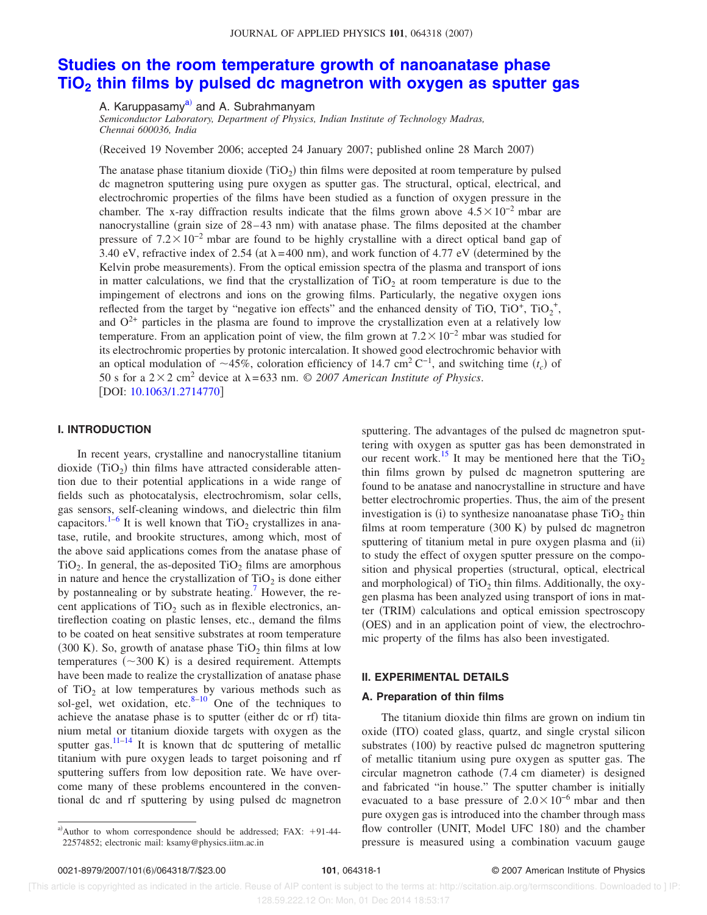# Studies on the room temperature growth of nanoanatase phase $TiO_2$ thin films by pulsed dc magnetron with oxygen as sputter gas

A. Karuppasamy[a] and A. Subrahmanyam

*Semiconductor Laboratory, Department of Physics, Indian Institute of Technology Madras, Chennai 600036, India*

(Received 19 November 2006; accepted 24 January 2007; published online 28 March 2007)

The anatase phase titanium dioxide ($TiO_2$) thin films were deposited at room temperature by pulsed dc magnetron sputtering using pure oxygen as sputter gas. The structural, optical, electrical, and electrochromic properties of the films have been studied as a function of oxygen pressure in the chamber. The x-ray diffraction results indicate that the films grown above $4.5\times10^{-2}$ mbar are nanocrystalline (grain size of 28–43 nm) with anatase phase. The films deposited at the chamber pressure of $7.2\times10^{-2}$ mbar are found to be highly crystalline with a direct optical band gap of 3.40 eV, refractive index of 2.54 (at $\lambda=400$ nm), and work function of 4.77 eV (determined by the Kelvin probe measurements). From the optical emission spectra of the plasma and transport of ions in matter calculations, we find that the crystallization of $TiO_2$ at room temperature is due to the impingement of electrons and ions on the growing films. Particularly, the negative oxygen ions reflected from the target by "negative ion effects" and the enhanced density of TiO, $TiO^+$, $TiO_2^+$, and $O^{2+}$ particles in the plasma are found to improve the crystallization even at a relatively low temperature. From an application point of view, the film grown at $7.2\times10^{-2}$ mbar was studied for its electrochromic properties by protonic intercalation. It showed good electrochromic behavior with an optical modulation of ~45%, coloration efficiency of 14.7 $cm^2\,C^{-1}$, and switching time ($t_c$) of 50 s for a $2\times2$ $cm^2$ device at $\lambda=633$ nm. © *2007 American Institute of Physics*. [DOI: 10.1063/1.2714770]

## I. INTRODUCTION

In recent years, crystalline and nanocrystalline titanium dioxide ($TiO_2$) thin films have attracted considerable attention due to their potential applications in a wide range of fields such as photocatalysis, electrochromism, solar cells, gas sensors, self-cleaning windows, and dielectric thin film capacitors.[1–6] It is well known that $TiO_2$ crystallizes in anatase, rutile, and brookite structures, among which, most of the above said applications comes from the anatase phase of $TiO_2$. In general, the as-deposited $TiO_2$ films are amorphous in nature and hence the crystallization of $TiO_2$ is done either by postannealing or by substrate heating.[7] However, the recent applications of $TiO_2$ such as in flexible electronics, antireflection coating on plastic lenses, etc., demand the films to be coated on heat sensitive substrates at room temperature (300 K). So, growth of anatase phase $TiO_2$ thin films at low temperatures (~300 K) is a desired requirement. Attempts have been made to realize the crystallization of anatase phase of $TiO_2$ at low temperatures by various methods such as sol-gel, wet oxidation, etc.[8–10] One of the techniques to achieve the anatase phase is to sputter (either dc or rf) titanium metal or titanium dioxide targets with oxygen as the sputter gas.[11–14] It is known that dc sputtering of metallic titanium with pure oxygen leads to target poisoning and rf sputtering suffers from low deposition rate. We have overcome many of these problems encountered in the conventional dc and rf sputtering by using pulsed dc magnetron sputtering. The advantages of the pulsed dc magnetron sputtering with oxygen as sputter gas has been demonstrated in our recent work.[15] It may be mentioned here that the $TiO_2$ thin films grown by pulsed dc magnetron sputtering are found to be anatase and nanocrystalline in structure and have better electrochromic properties. Thus, the aim of the present investigation is (i) to synthesize nanoanatase phase $TiO_2$ thin films at room temperature (300 K) by pulsed dc magnetron sputtering of titanium metal in pure oxygen plasma and (ii) to study the effect of oxygen sputter pressure on the composition and physical properties (structural, optical, electrical and morphological) of $TiO_2$ thin films. Additionally, the oxygen plasma has been analyzed using transport of ions in matter (TRIM) calculations and optical emission spectroscopy (OES) and in an application point of view, the electrochromic property of the films has also been investigated.

## II. EXPERIMENTAL DETAILS

### A. Preparation of thin films

The titanium dioxide thin films are grown on indium tin oxide (ITO) coated glass, quartz, and single crystal silicon substrates (100) by reactive pulsed dc magnetron sputtering of metallic titanium using pure oxygen as sputter gas. The circular magnetron cathode (7.4 cm diameter) is designed and fabricated "in house." The sputter chamber is initially evacuated to a base pressure of $2.0\times10^{-6}$ mbar and then pure oxygen gas is introduced into the chamber through mass flow controller (UNIT, Model UFC 180) and the chamber pressure is measured using a combination vacuum gauge

[a] Author to whom correspondence should be addressed; FAX: +91-44-22574852; electronic mail: ksamy@physics.iitm.ac.in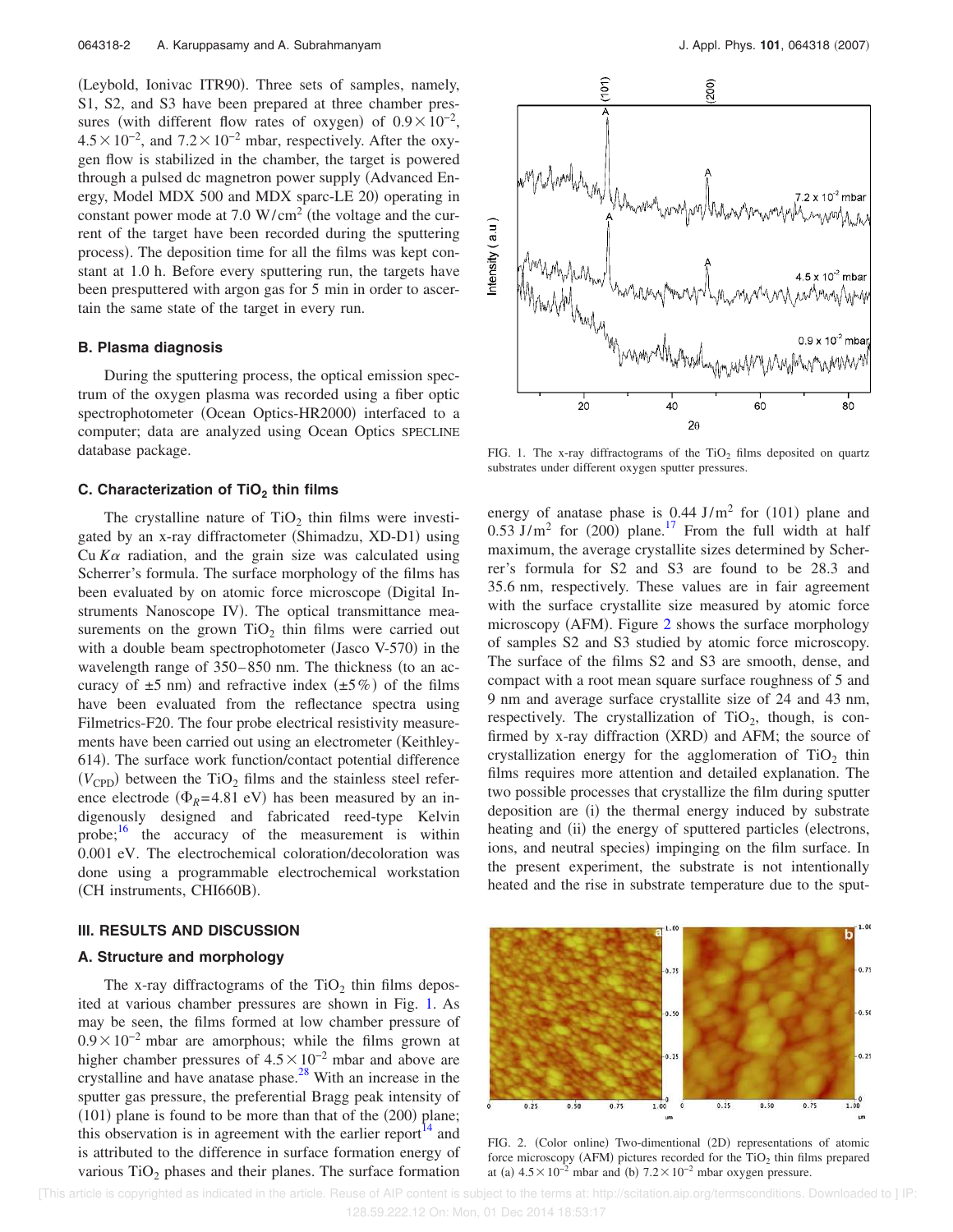(Leybold, Ionivac ITR90). Three sets of samples, namely, S1, S2, and S3 have been prepared at three chamber pressures (with different flow rates of oxygen) of $0.9\times10^{-2}$, $4.5\times10^{-2}$, and $7.2\times10^{-2}$ mbar, respectively. After the oxygen flow is stabilized in the chamber, the target is powered through a pulsed dc magnetron power supply (Advanced Energy, Model MDX 500 and MDX sparc-LE 20) operating in constant power mode at 7.0 $W/cm^2$ (the voltage and the current of the target have been recorded during the sputtering process). The deposition time for all the films was kept constant at 1.0 h. Before every sputtering run, the targets have been presputtered with argon gas for 5 min in order to ascertain the same state of the target in every run.

### B. Plasma diagnosis

During the sputtering process, the optical emission spectrum of the oxygen plasma was recorded using a fiber optic spectrophotometer (Ocean Optics-HR2000) interfaced to a computer; data are analyzed using Ocean Optics SPECLINE database package.

### C. Characterization of $TiO_2$ thin films

The crystalline nature of $TiO_2$ thin films were investigated by an x-ray diffractometer (Shimadzu, XD-D1) using Cu $K\alpha$ radiation, and the grain size was calculated using Scherrer's formula. The surface morphology of the films has been evaluated by on atomic force microscope (Digital Instruments Nanoscope IV). The optical transmittance measurements on the grown $TiO_2$ thin films were carried out with a double beam spectrophotometer (Jasco V-570) in the wavelength range of 350–850 nm. The thickness (to an accuracy of $\pm5$ nm) and refractive index ($\pm5\%$) of the films have been evaluated from the reflectance spectra using Filmetrics-F20. The four probe electrical resistivity measurements have been carried out using an electrometer (Keithley-614). The surface work function/contact potential difference ($V_{CPD}$) between the $TiO_2$ films and the stainless steel reference electrode ($\Phi_R=4.81$ eV) has been measured by an indigenously designed and fabricated reed-type Kelvin probe;[16] the accuracy of the measurement is within 0.001 eV. The electrochemical coloration/decoloration was done using a programmable electrochemical workstation (CH instruments, CHI660B).

## III. RESULTS AND DISCUSSION

### A. Structure and morphology

The x-ray diffractograms of the $TiO_2$ thin films deposited at various chamber pressures are shown in Fig. 1. As may be seen, the films formed at low chamber pressure of $0.9\times10^{-2}$ mbar are amorphous; while the films grown at higher chamber pressures of $4.5\times10^{-2}$ mbar and above are crystalline and have anatase phase.[28] With an increase in the sputter gas pressure, the preferential Bragg peak intensity of (101) plane is found to be more than that of the (200) plane; this observation is in agreement with the earlier report[14] and is attributed to the difference in surface formation energy of various $TiO_2$ phases and their planes. The surface formation energy of anatase phase is 0.44 $J/m^2$ for (101) plane and 0.53 $J/m^2$ for (200) plane.[17] From the full width at half maximum, the average crystallite sizes determined by Scherrer's formula for S2 and S3 are found to be 28.3 and 35.6 nm, respectively. These values are in fair agreement with the surface crystallite size measured by atomic force microscopy (AFM). Figure 2 shows the surface morphology of samples S2 and S3 studied by atomic force microscopy. The surface of the films S2 and S3 are smooth, dense, and compact with a root mean square surface roughness of 5 and 9 nm and average surface crystallite size of 24 and 43 nm, respectively. The crystallization of $TiO_2$, though, is confirmed by x-ray diffraction (XRD) and AFM; the source of crystallization energy for the agglomeration of $TiO_2$ thin films requires more attention and detailed explanation. The two possible processes that crystallize the film during sputter deposition are (i) the thermal energy induced by substrate heating and (ii) the energy of sputtered particles (electrons, ions, and neutral species) impinging on the film surface. In the present experiment, the substrate is not intentionally heated and the rise in substrate temperature due to the sput-

FIG. 1. The x-ray diffractograms of the $TiO_2$ films deposited on quartz substrates under different oxygen sputter pressures.

FIG. 2. (Color online) Two-dimentional (2D) representations of atomic force microscopy (AFM) pictures recorded for the $TiO_2$ thin films prepared at (a) $4.5\times10^{-2}$ mbar and (b) $7.2\times10^{-2}$ mbar oxygen pressure.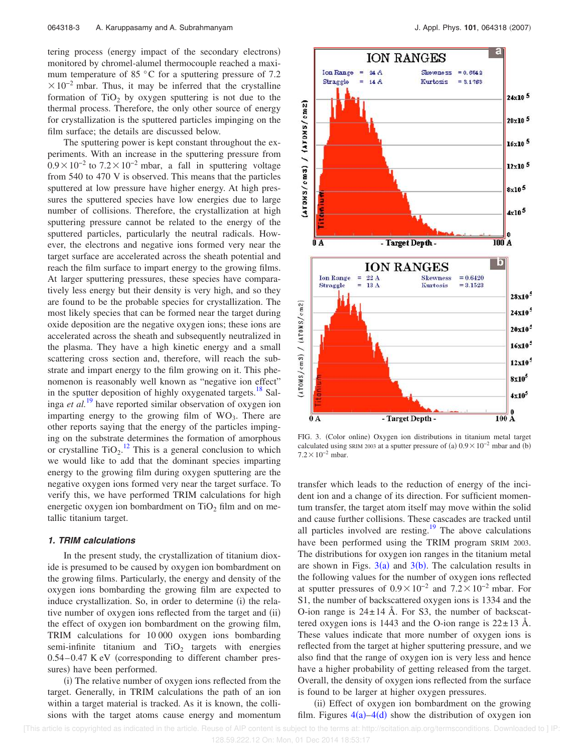tering process (energy impact of the secondary electrons) monitored by chromel-alumel thermocouple reached a maximum temperature of 85 °C for a sputtering pressure of $7.2 \times 10^{-2}$ mbar. Thus, it may be inferred that the crystalline formation of $TiO_2$ by oxygen sputtering is not due to the thermal process. Therefore, the only other source of energy for crystallization is the sputtered particles impinging on the film surface; the details are discussed below.

The sputtering power is kept constant throughout the experiments. With an increase in the sputtering pressure from $0.9 \times 10^{-2}$ to $7.2 \times 10^{-2}$ mbar, a fall in sputtering voltage from 540 to 470 V is observed. This means that the particles sputtered at low pressure have higher energy. At high pressures the sputtered species have low energies due to large number of collisions. Therefore, the crystallization at high sputtering pressure cannot be related to the energy of the sputtered particles, particularly the neutral radicals. However, the electrons and negative ions formed very near the target surface are accelerated across the sheath potential and reach the film surface to impart energy to the growing films. At larger sputtering pressures, these species have comparatively less energy but their density is very high, and so they are found to be the probable species for crystallization. The most likely species that can be formed near the target during oxide deposition are the negative oxygen ions; these ions are accelerated across the sheath and subsequently neutralized in the plasma. They have a high kinetic energy and a small scattering cross section and, therefore, will reach the substrate and impart energy to the film growing on it. This phenomenon is reasonably well known as "negative ion effect" in the sputter deposition of highly oxygenated targets.[18] Salinga *et al.*[19] have reported similar observation of oxygen ion imparting energy to the growing film of $WO_3$. There are other reports saying that the energy of the particles impinging on the substrate determines the formation of amorphous or crystalline $TiO_2$.[12] This is a general conclusion to which we would like to add that the dominant species imparting energy to the growing film during oxygen sputtering are the negative oxygen ions formed very near the target surface. To verify this, we have performed TRIM calculations for high energetic oxygen ion bombardment on $TiO_2$ film and on metallic titanium target.

### 1. TRIM calculations

In the present study, the crystallization of titanium dioxide is presumed to be caused by oxygen ion bombardment on the growing films. Particularly, the energy and density of the oxygen ions bombarding the growing film are expected to induce crystallization. So, in order to determine (i) the relative number of oxygen ions reflected from the target and (ii) the effect of oxygen ion bombardment on the growing film, TRIM calculations for 10 000 oxygen ions bombarding semi-infinite titanium and $TiO_2$ targets with energies 0.54–0.47 K eV (corresponding to different chamber pressures) have been performed.

(i) The relative number of oxygen ions reflected from the target. Generally, in TRIM calculations the path of an ion within a target material is tracked. As it is known, the collisions with the target atoms cause energy and momentum transfer which leads to the reduction of energy of the incident ion and a change of its direction. For sufficient momentum transfer, the target atom itself may move within the solid and cause further collisions. These cascades are tracked until all particles involved are resting.[19] The above calculations have been performed using the TRIM program SRIM 2003. The distributions for oxygen ion ranges in the titanium metal are shown in Figs. 3(a) and 3(b). The calculation results in the following values for the number of oxygen ions reflected at sputter pressures of $0.9 \times 10^{-2}$ and $7.2 \times 10^{-2}$ mbar. For S1, the number of backscattered oxygen ions is 1334 and the O-ion range is $24 \pm 14$ Å. For S3, the number of backscattered oxygen ions is 1443 and the O-ion range is $22 \pm 13$ Å. These values indicate that more number of oxygen ions is reflected from the target at higher sputtering pressure, and we also find that the range of oxygen ion is very less and hence have a higher probability of getting released from the target. Overall, the density of oxygen ions reflected from the surface is found to be larger at higher oxygen pressures.

FIG. 3. (Color online) Oxygen ion distributions in titanium metal target calculated using SRIM 2003 at a sputter pressure of (a) $0.9 \times 10^{-2}$ mbar and (b) $7.2 \times 10^{-2}$ mbar.

(ii) Effect of oxygen ion bombardment on the growing film. Figures 4(a)–4(d) show the distribution of oxygen ion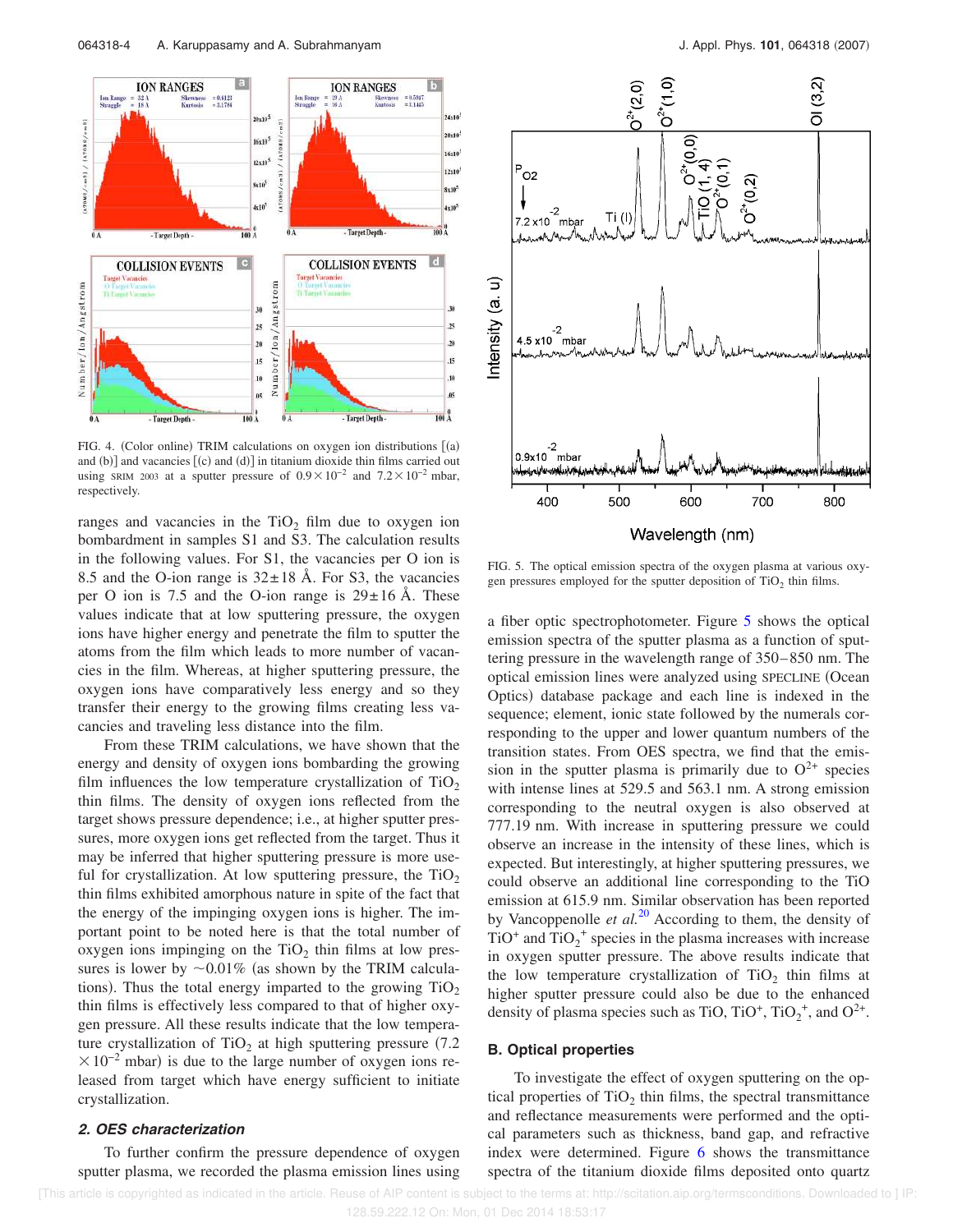FIG. 4. (Color online) TRIM calculations on oxygen ion distributions [(a) and (b)] and vacancies [(c) and (d)] in titanium dioxide thin films carried out using SRIM 2003 at a sputter pressure of $0.9\times10^{-2}$ and $7.2\times10^{-2}$ mbar, respectively.

ranges and vacancies in the $TiO_2$ film due to oxygen ion bombardment in samples S1 and S3. The calculation results in the following values. For S1, the vacancies per O ion is 8.5 and the O-ion range is $32\pm18$ Å. For S3, the vacancies per O ion is 7.5 and the O-ion range is $29\pm16$ Å. These values indicate that at low sputtering pressure, the oxygen ions have higher energy and penetrate the film to sputter the atoms from the film which leads to more number of vacancies in the film. Whereas, at higher sputtering pressure, the oxygen ions have comparatively less energy and so they transfer their energy to the growing films creating less vacancies and traveling less distance into the film.

From these TRIM calculations, we have shown that the energy and density of oxygen ions bombarding the growing film influences the low temperature crystallization of $TiO_2$ thin films. The density of oxygen ions reflected from the target shows pressure dependence; i.e., at higher sputter pressures, more oxygen ions get reflected from the target. Thus it may be inferred that higher sputtering pressure is more useful for crystallization. At low sputtering pressure, the $TiO_2$ thin films exhibited amorphous nature in spite of the fact that the energy of the impinging oxygen ions is higher. The important point to be noted here is that the total number of oxygen ions impinging on the $TiO_2$ thin films at low pressures is lower by ~0.01% (as shown by the TRIM calculations). Thus the total energy imparted to the growing $TiO_2$ thin films is effectively less compared to that of higher oxygen pressure. All these results indicate that the low temperature crystallization of $TiO_2$ at high sputtering pressure ($7.2\times10^{-2}$ mbar) is due to the large number of oxygen ions released from target which have energy sufficient to initiate crystallization.

### 2. OES characterization

To further confirm the pressure dependence of oxygen sputter plasma, we recorded the plasma emission lines using a fiber optic spectrophotometer. Figure 5 shows the optical emission spectra of the sputter plasma as a function of sputtering pressure in the wavelength range of 350–850 nm. The optical emission lines were analyzed using SPECLINE (Ocean Optics) database package and each line is indexed in the sequence; element, ionic state followed by the numerals corresponding to the upper and lower quantum numbers of the transition states. From OES spectra, we find that the emission in the sputter plasma is primarily due to $O^{2+}$ species with intense lines at 529.5 and 563.1 nm. A strong emission corresponding to the neutral oxygen is also observed at 777.19 nm. With increase in sputtering pressure we could observe an increase in the intensity of these lines, which is expected. But interestingly, at higher sputtering pressures, we could observe an additional line corresponding to the TiO emission at 615.9 nm. Similar observation has been reported by Vancoppenolle *et al.*[20] According to them, the density of $TiO^+$ and $TiO_2^+$ species in the plasma increases with increase in oxygen sputter pressure. The above results indicate that the low temperature crystallization of $TiO_2$ thin films at higher sputter pressure could also be due to the enhanced density of plasma species such as TiO, $TiO^+$, $TiO_2^+$, and $O^{2+}$.

FIG. 5. The optical emission spectra of the oxygen plasma at various oxygen pressures employed for the sputter deposition of $TiO_2$ thin films.

## B. Optical properties

To investigate the effect of oxygen sputtering on the optical properties of $TiO_2$ thin films, the spectral transmittance and reflectance measurements were performed and the optical parameters such as thickness, band gap, and refractive index were determined. Figure 6 shows the transmittance spectra of the titanium dioxide films deposited onto quartz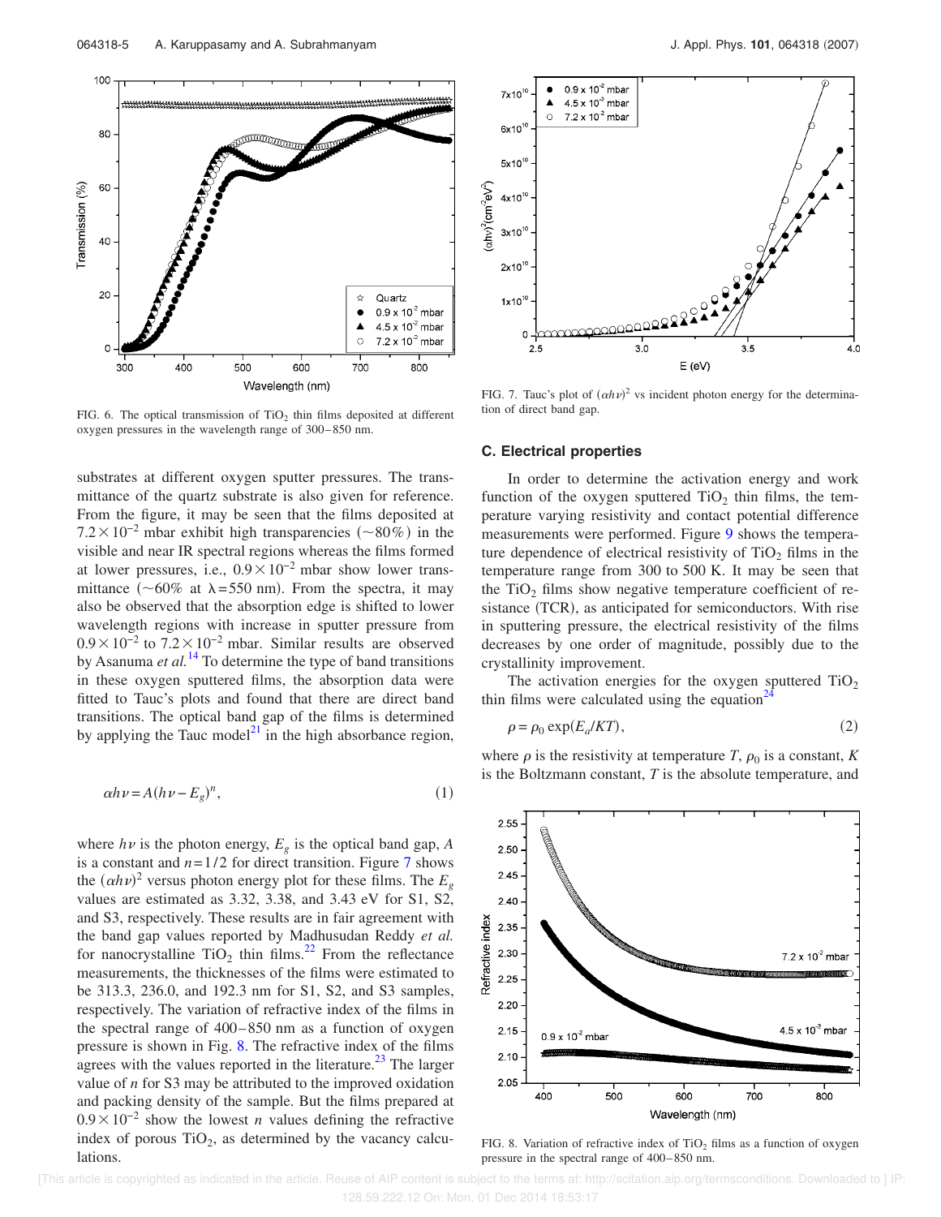FIG. 6. The optical transmission of $TiO_2$ thin films deposited at different oxygen pressures in the wavelength range of 300–850 nm.

substrates at different oxygen sputter pressures. The transmittance of the quartz substrate is also given for reference. From the figure, it may be seen that the films deposited at $7.2\times10^{-2}$ mbar exhibit high transparencies ($\sim80\%$) in the visible and near IR spectral regions whereas the films formed at lower pressures, i.e., $0.9\times10^{-2}$ mbar show lower transmittance ($\sim60\%$ at $\lambda=550$ nm). From the spectra, it may also be observed that the absorption edge is shifted to lower wavelength regions with increase in sputter pressure from $0.9\times10^{-2}$ to $7.2\times10^{-2}$ mbar. Similar results are observed by Asanuma *et al.*[14] To determine the type of band transitions in these oxygen sputtered films, the absorption data were fitted to Tauc's plots and found that there are direct band transitions. The optical band gap of the films is determined by applying the Tauc model[21] in the high absorbance region,

$$\alpha h\nu = A(h\nu - E_g)^n, \tag{1}$$

where $h\nu$ is the photon energy, $E_g$ is the optical band gap, $A$ is a constant and $n=1/2$ for direct transition. Figure 7 shows the $(\alpha h\nu)^2$ versus photon energy plot for these films. The $E_g$ values are estimated as 3.32, 3.38, and 3.43 eV for S1, S2, and S3, respectively. These results are in fair agreement with the band gap values reported by Madhusudan Reddy *et al.* for nanocrystalline $TiO_2$ thin films.[22] From the reflectance measurements, the thicknesses of the films were estimated to be 313.3, 236.0, and 192.3 nm for S1, S2, and S3 samples, respectively. The variation of refractive index of the films in the spectral range of 400–850 nm as a function of oxygen pressure is shown in Fig. 8. The refractive index of the films agrees with the values reported in the literature.[23] The larger value of $n$ for S3 may be attributed to the improved oxidation and packing density of the sample. But the films prepared at $0.9\times10^{-2}$ show the lowest $n$ values defining the refractive index of porous $TiO_2$, as determined by the vacancy calculations.

FIG. 7. Tauc's plot of $(\alpha h\nu)^2$ vs incident photon energy for the determination of direct band gap.

### C. Electrical properties

In order to determine the activation energy and work function of the oxygen sputtered $TiO_2$ thin films, the temperature varying resistivity and contact potential difference measurements were performed. Figure 9 shows the temperature dependence of electrical resistivity of $TiO_2$ films in the temperature range from 300 to 500 K. It may be seen that the $TiO_2$ films show negative temperature coefficient of resistance (TCR), as anticipated for semiconductors. With rise in sputtering pressure, the electrical resistivity of the films decreases by one order of magnitude, possibly due to the crystallinity improvement.

The activation energies for the oxygen sputtered $TiO_2$ thin films were calculated using the equation[24]

$$\rho = \rho_0 \exp(E_a/KT), \tag{2}$$

where $\rho$ is the resistivity at temperature $T$, $\rho_0$ is a constant, $K$ is the Boltzmann constant, $T$ is the absolute temperature, and

FIG. 8. Variation of refractive index of $TiO_2$ films as a function of oxygen pressure in the spectral range of 400–850 nm.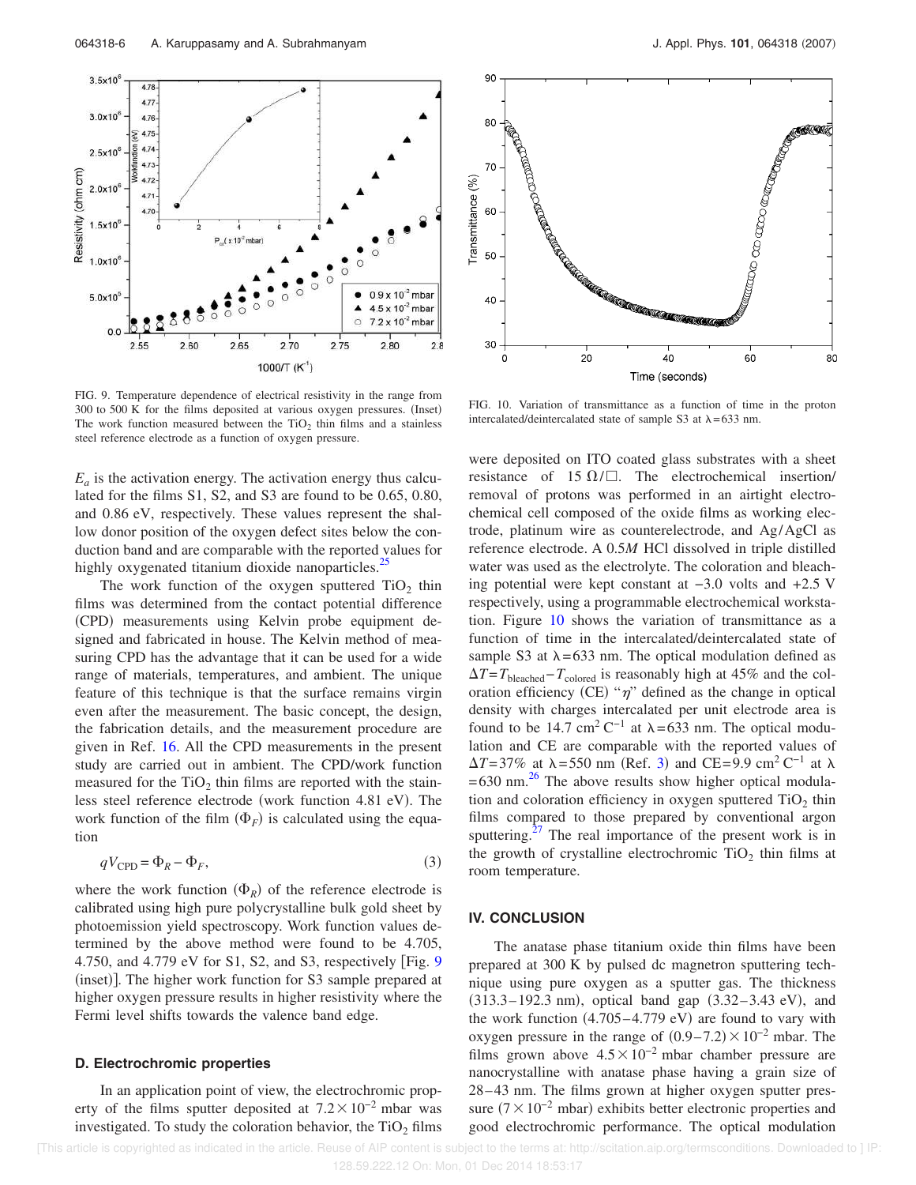FIG. 9. Temperature dependence of electrical resistivity in the range from 300 to 500 K for the films deposited at various oxygen pressures. (Inset) The work function measured between the $TiO_2$ thin films and a stainless steel reference electrode as a function of oxygen pressure.

FIG. 10. Variation of transmittance as a function of time in the proton intercalated/deintercalated state of sample S3 at $\lambda = 633$ nm.

$E_a$ is the activation energy. The activation energy thus calculated for the films S1, S2, and S3 are found to be 0.65, 0.80, and 0.86 eV, respectively. These values represent the shallow donor position of the oxygen defect sites below the conduction band and are comparable with the reported values for highly oxygenated titanium dioxide nanoparticles.[25]

The work function of the oxygen sputtered $TiO_2$ thin films was determined from the contact potential difference (CPD) measurements using Kelvin probe equipment designed and fabricated in house. The Kelvin method of measuring CPD has the advantage that it can be used for a wide range of materials, temperatures, and ambient. The unique feature of this technique is that the surface remains virgin even after the measurement. The basic concept, the design, the fabrication details, and the measurement procedure are given in Ref. 16. All the CPD measurements in the present study are carried out in ambient. The CPD/work function measured for the $TiO_2$ thin films are reported with the stainless steel reference electrode (work function 4.81 eV). The work function of the film $(\Phi_F)$ is calculated using the equation

$$qV_{\mathrm{CPD}} = \Phi_R - \Phi_F, \tag{3}$$

where the work function $(\Phi_R)$ of the reference electrode is calibrated using high pure polycrystalline bulk gold sheet by photoemission yield spectroscopy. Work function values determined by the above method were found to be 4.705, 4.750, and 4.779 eV for S1, S2, and S3, respectively [Fig. 9 (inset)]. The higher work function for S3 sample prepared at higher oxygen pressure results in higher resistivity where the Fermi level shifts towards the valence band edge.

### D. Electrochromic properties

In an application point of view, the electrochromic property of the films sputter deposited at $7.2 \times 10^{-2}$ mbar was investigated. To study the coloration behavior, the $TiO_2$ films were deposited on ITO coated glass substrates with a sheet resistance of 15 $\Omega/\square$. The electrochemical insertion/removal of protons was performed in an airtight electrochemical cell composed of the oxide films as working electrode, platinum wire as counterelectrode, and Ag/AgCl as reference electrode. A 0.5*M* HCl dissolved in triple distilled water was used as the electrolyte. The coloration and bleaching potential were kept constant at −3.0 volts and +2.5 V respectively, using a programmable electrochemical workstation. Figure 10 shows the variation of transmittance as a function of time in the intercalated/deintercalated state of sample S3 at $\lambda = 633$ nm. The optical modulation defined as $\Delta T = T_{\mathrm{bleached}} - T_{\mathrm{colored}}$ is reasonably high at 45% and the coloration efficiency (CE) "$\eta$" defined as the change in optical density with charges intercalated per unit electrode area is found to be 14.7 $cm^2\,C^{-1}$ at $\lambda = 633$ nm. The optical modulation and CE are comparable with the reported values of $\Delta T = 37\%$ at $\lambda = 550$ nm (Ref. 3) and CE=9.9 $cm^2\,C^{-1}$ at $\lambda = 630$ nm.[26] The above results show higher optical modulation and coloration efficiency in oxygen sputtered $TiO_2$ thin films compared to those prepared by conventional argon sputtering.[27] The real importance of the present work is in the growth of crystalline electrochromic $TiO_2$ thin films at room temperature.

## IV. CONCLUSION

The anatase phase titanium oxide thin films have been prepared at 300 K by pulsed dc magnetron sputtering technique using pure oxygen as a sputter gas. The thickness (313.3–192.3 nm), optical band gap (3.32–3.43 eV), and the work function (4.705–4.779 eV) are found to vary with oxygen pressure in the range of $(0.9–7.2) \times 10^{-2}$ mbar. The films grown above $4.5 \times 10^{-2}$ mbar chamber pressure are nanocrystalline with anatase phase having a grain size of 28–43 nm. The films grown at higher oxygen sputter pressure $(7 \times 10^{-2}$ mbar) exhibits better electronic properties and good electrochromic performance. The optical modulation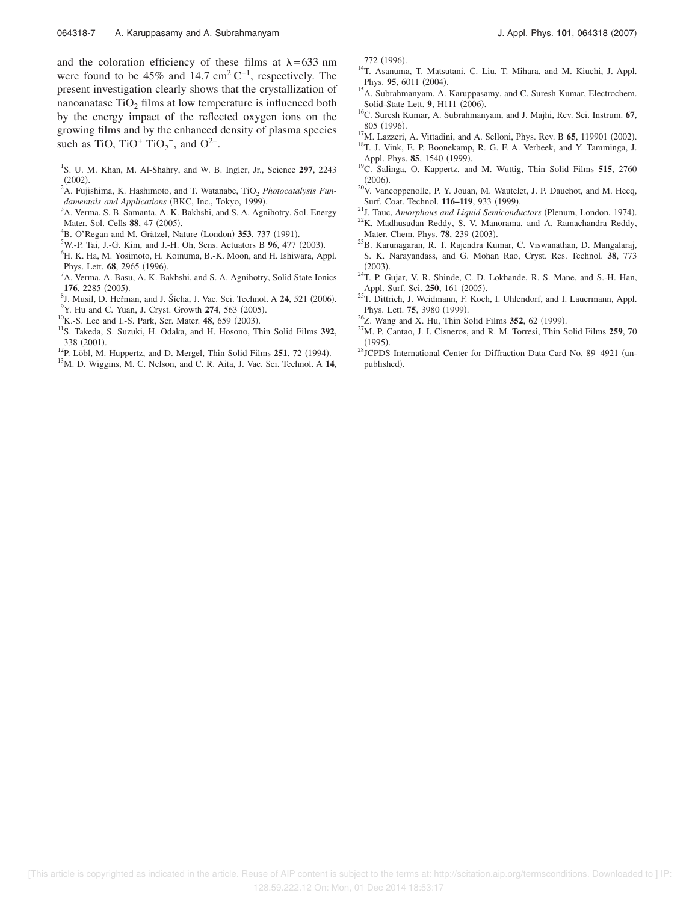and the coloration efficiency of these films at $\lambda = 633$ nm were found to be 45% and 14.7 $cm^2\,C^{-1}$, respectively. The present investigation clearly shows that the crystallization of nanoanatase $TiO_2$ films at low temperature is influenced both by the energy impact of the reflected oxygen ions on the growing films and by the enhanced density of plasma species such as TiO, $TiO^+$ $TiO_2^+$, and $O^{2+}$.

[1] S. U. M. Khan, M. Al-Shahry, and W. B. Ingler, Jr., Science **297**, 2243 (2002).
[2] A. Fujishima, K. Hashimoto, and T. Watanabe, $TiO_2$ *Photocatalysis Fundamentals and Applications* (BKC, Inc., Tokyo, 1999).
[3] A. Verma, S. B. Samanta, A. K. Bakhshi, and S. A. Agnihotry, Sol. Energy Mater. Sol. Cells **88**, 47 (2005).
[4] B. O'Regan and M. Grätzel, Nature (London) **353**, 737 (1991).
[5] W.-P. Tai, J.-G. Kim, and J.-H. Oh, Sens. Actuators B **96**, 477 (2003).
[6] H. K. Ha, M. Yosimoto, H. Koinuma, B.-K. Moon, and H. Ishiwara, Appl. Phys. Lett. **68**, 2965 (1996).
[7] A. Verma, A. Basu, A. K. Bakhshi, and S. A. Agnihotry, Solid State Ionics **176**, 2285 (2005).
[8] J. Musil, D. Heřman, and J. Šícha, J. Vac. Sci. Technol. A **24**, 521 (2006).
[9] Y. Hu and C. Yuan, J. Cryst. Growth **274**, 563 (2005).
[10] K.-S. Lee and I.-S. Park, Scr. Mater. **48**, 659 (2003).
[11] S. Takeda, S. Suzuki, H. Odaka, and H. Hosono, Thin Solid Films **392**, 338 (2001).
[12] P. Löbl, M. Huppertz, and D. Mergel, Thin Solid Films **251**, 72 (1994).
[13] M. D. Wiggins, M. C. Nelson, and C. R. Aita, J. Vac. Sci. Technol. A **14**, 772 (1996).
[14] T. Asanuma, T. Matsutani, C. Liu, T. Mihara, and M. Kiuchi, J. Appl. Phys. **95**, 6011 (2004).
[15] A. Subrahmanyam, A. Karuppasamy, and C. Suresh Kumar, Electrochem. Solid-State Lett. **9**, H111 (2006).
[16] C. Suresh Kumar, A. Subrahmanyam, and J. Majhi, Rev. Sci. Instrum. **67**, 805 (1996).
[17] M. Lazzeri, A. Vittadini, and A. Selloni, Phys. Rev. B **65**, 119901 (2002).
[18] T. J. Vink, E. P. Boonekamp, R. G. F. A. Verbeek, and Y. Tamminga, J. Appl. Phys. **85**, 1540 (1999).
[19] C. Salinga, O. Kappertz, and M. Wuttig, Thin Solid Films **515**, 2760 (2006).
[20] V. Vancoppenolle, P. Y. Jouan, M. Wautelet, J. P. Dauchot, and M. Hecq, Surf. Coat. Technol. **116–119**, 933 (1999).
[21] J. Tauc, *Amorphous and Liquid Semiconductors* (Plenum, London, 1974).
[22] K. Madhusudan Reddy, S. V. Manorama, and A. Ramachandra Reddy, Mater. Chem. Phys. **78**, 239 (2003).
[23] B. Karunagaran, R. T. Rajendra Kumar, C. Viswanathan, D. Mangalaraj, S. K. Narayandass, and G. Mohan Rao, Cryst. Res. Technol. **38**, 773 (2003).
[24] T. P. Gujar, V. R. Shinde, C. D. Lokhande, R. S. Mane, and S.-H. Han, Appl. Surf. Sci. **250**, 161 (2005).
[25] T. Dittrich, J. Weidmann, F. Koch, I. Uhlendorf, and I. Lauermann, Appl. Phys. Lett. **75**, 3980 (1999).
[26] Z. Wang and X. Hu, Thin Solid Films **352**, 62 (1999).
[27] M. P. Cantao, J. I. Cisneros, and R. M. Torresi, Thin Solid Films **259**, 70 (1995).
[28] JCPDS International Center for Diffraction Data Card No. 89–4921 (unpublished).